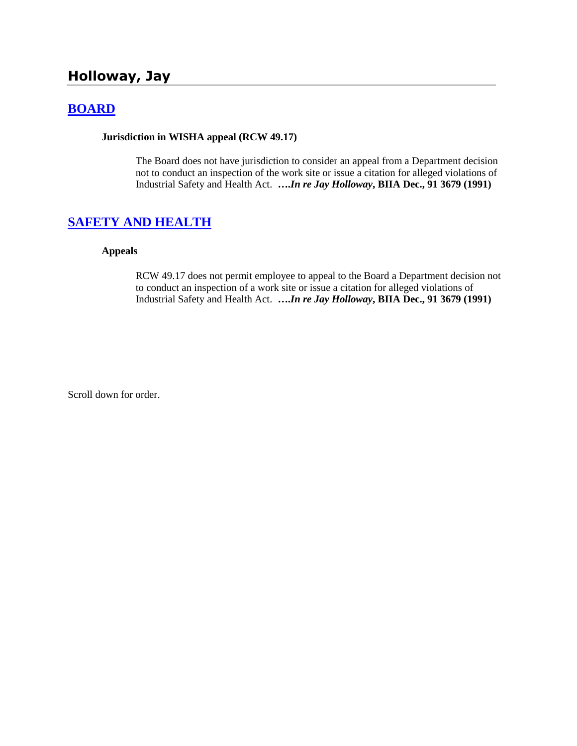## Holloway, Jay

### BOARD

**Jurisdiction in WISHA appeal (RCW 49.17)**

The Board does not have jurisdiction to consider an appeal from a Department decision not to conduct an inspection of the work site or issue a citation for alleged violations of Industrial Safety and Health Act. ***….In re Jay Holloway*, BIIA Dec., 91 3679 (1991)**

### SAFETY AND HEALTH

**Appeals**

RCW 49.17 does not permit employee to appeal to the Board a Department decision not to conduct an inspection of a work site or issue a citation for alleged violations of Industrial Safety and Health Act. ***….In re Jay Holloway*, BIIA Dec., 91 3679 (1991)**

Scroll down for order.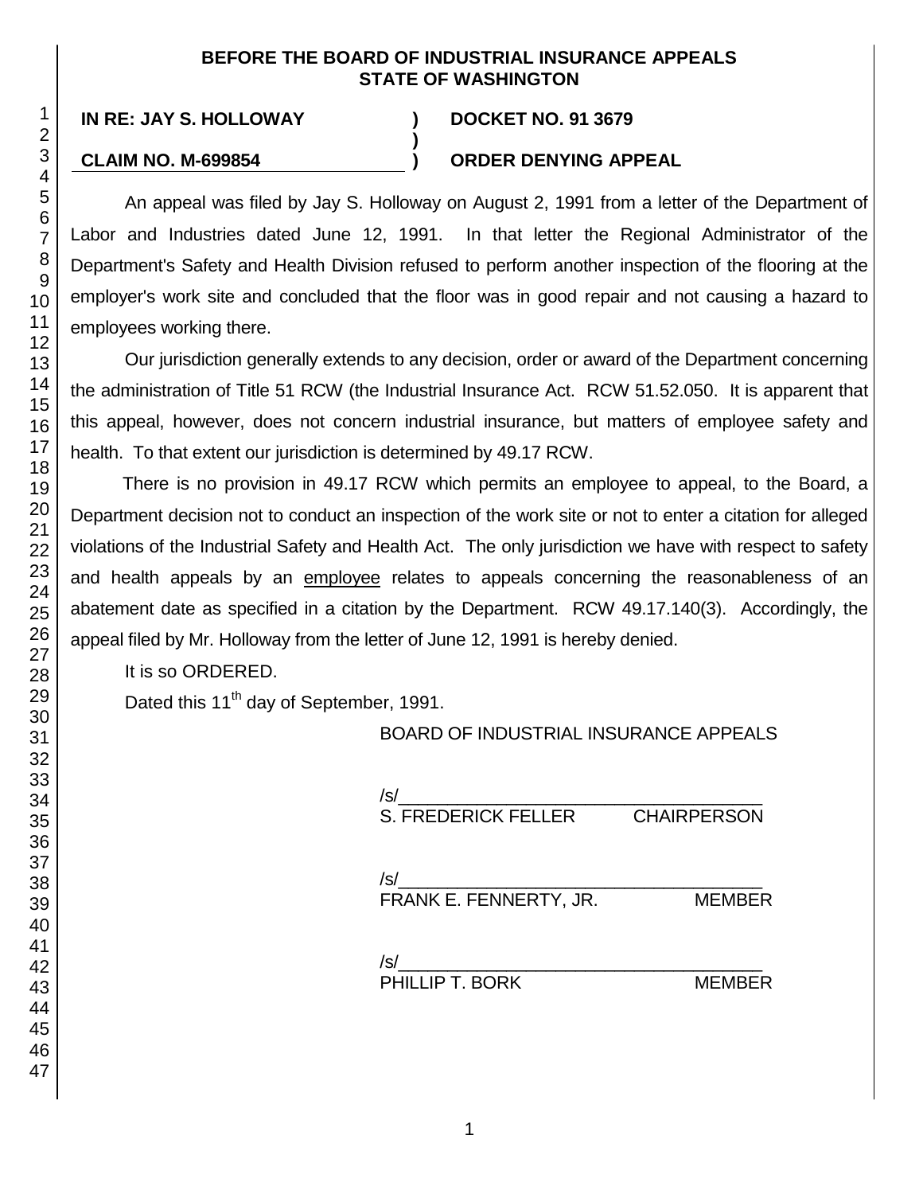**BEFORE THE BOARD OF INDUSTRIAL INSURANCE APPEALS**
**STATE OF WASHINGTON**

| | | |
|---|---|---|
| **IN RE: JAY S. HOLLOWAY** | **)** | **DOCKET NO. 91 3679** |
| | **)** | |
| **CLAIM NO. M-699854** | **)** | **ORDER DENYING APPEAL** |

An appeal was filed by Jay S. Holloway on August 2, 1991 from a letter of the Department of Labor and Industries dated June 12, 1991. In that letter the Regional Administrator of the Department's Safety and Health Division refused to perform another inspection of the flooring at the employer's work site and concluded that the floor was in good repair and not causing a hazard to employees working there.

Our jurisdiction generally extends to any decision, order or award of the Department concerning the administration of Title 51 RCW (the Industrial Insurance Act. RCW 51.52.050. It is apparent that this appeal, however, does not concern industrial insurance, but matters of employee safety and health. To that extent our jurisdiction is determined by 49.17 RCW.

There is no provision in 49.17 RCW which permits an employee to appeal, to the Board, a Department decision not to conduct an inspection of the work site or not to enter a citation for alleged violations of the Industrial Safety and Health Act. The only jurisdiction we have with respect to safety and health appeals by an employee relates to appeals concerning the reasonableness of an abatement date as specified in a citation by the Department. RCW 49.17.140(3). Accordingly, the appeal filed by Mr. Holloway from the letter of June 12, 1991 is hereby denied.

It is so ORDERED.

Dated this 11th day of September, 1991.

BOARD OF INDUSTRIAL INSURANCE APPEALS

/s/
S. FREDERICK FELLER CHAIRPERSON

/s/
FRANK E. FENNERTY, JR. MEMBER

/s/
PHILLIP T. BORK MEMBER